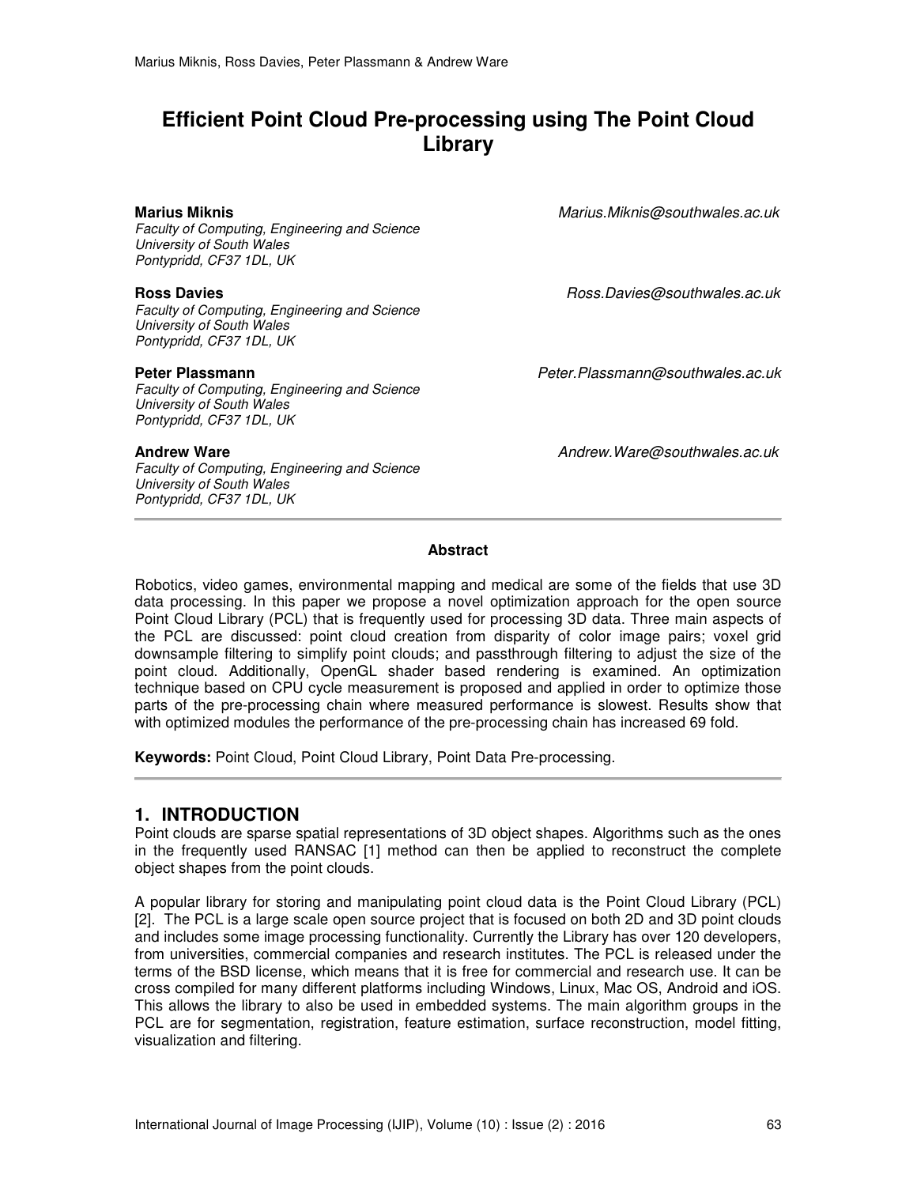# Efficient Point Cloud Pre-processing using The Point Cloud Library

**Marius Miknis** *Marius.Miknis@southwales.ac.uk*
*Faculty of Computing, Engineering and Science*
*University of South Wales*
*Pontypridd, CF37 1DL, UK*

**Ross Davies** *Ross.Davies@southwales.ac.uk*
*Faculty of Computing, Engineering and Science*
*University of South Wales*
*Pontypridd, CF37 1DL, UK*

**Peter Plassmann** *Peter.Plassmann@southwales.ac.uk*
*Faculty of Computing, Engineering and Science*
*University of South Wales*
*Pontypridd, CF37 1DL, UK*

**Andrew Ware** *Andrew.Ware@southwales.ac.uk*
*Faculty of Computing, Engineering and Science*
*University of South Wales*
*Pontypridd, CF37 1DL, UK*

---

**Abstract**

Robotics, video games, environmental mapping and medical are some of the fields that use 3D data processing. In this paper we propose a novel optimization approach for the open source Point Cloud Library (PCL) that is frequently used for processing 3D data. Three main aspects of the PCL are discussed: point cloud creation from disparity of color image pairs; voxel grid downsample filtering to simplify point clouds; and passthrough filtering to adjust the size of the point cloud. Additionally, OpenGL shader based rendering is examined. An optimization technique based on CPU cycle measurement is proposed and applied in order to optimize those parts of the pre-processing chain where measured performance is slowest. Results show that with optimized modules the performance of the pre-processing chain has increased 69 fold.

**Keywords:** Point Cloud, Point Cloud Library, Point Data Pre-processing.

---

## 1. INTRODUCTION

Point clouds are sparse spatial representations of 3D object shapes. Algorithms such as the ones in the frequently used RANSAC [1] method can then be applied to reconstruct the complete object shapes from the point clouds.

A popular library for storing and manipulating point cloud data is the Point Cloud Library (PCL) [2]. The PCL is a large scale open source project that is focused on both 2D and 3D point clouds and includes some image processing functionality. Currently the Library has over 120 developers, from universities, commercial companies and research institutes. The PCL is released under the terms of the BSD license, which means that it is free for commercial and research use. It can be cross compiled for many different platforms including Windows, Linux, Mac OS, Android and iOS. This allows the library to also be used in embedded systems. The main algorithm groups in the PCL are for segmentation, registration, feature estimation, surface reconstruction, model fitting, visualization and filtering.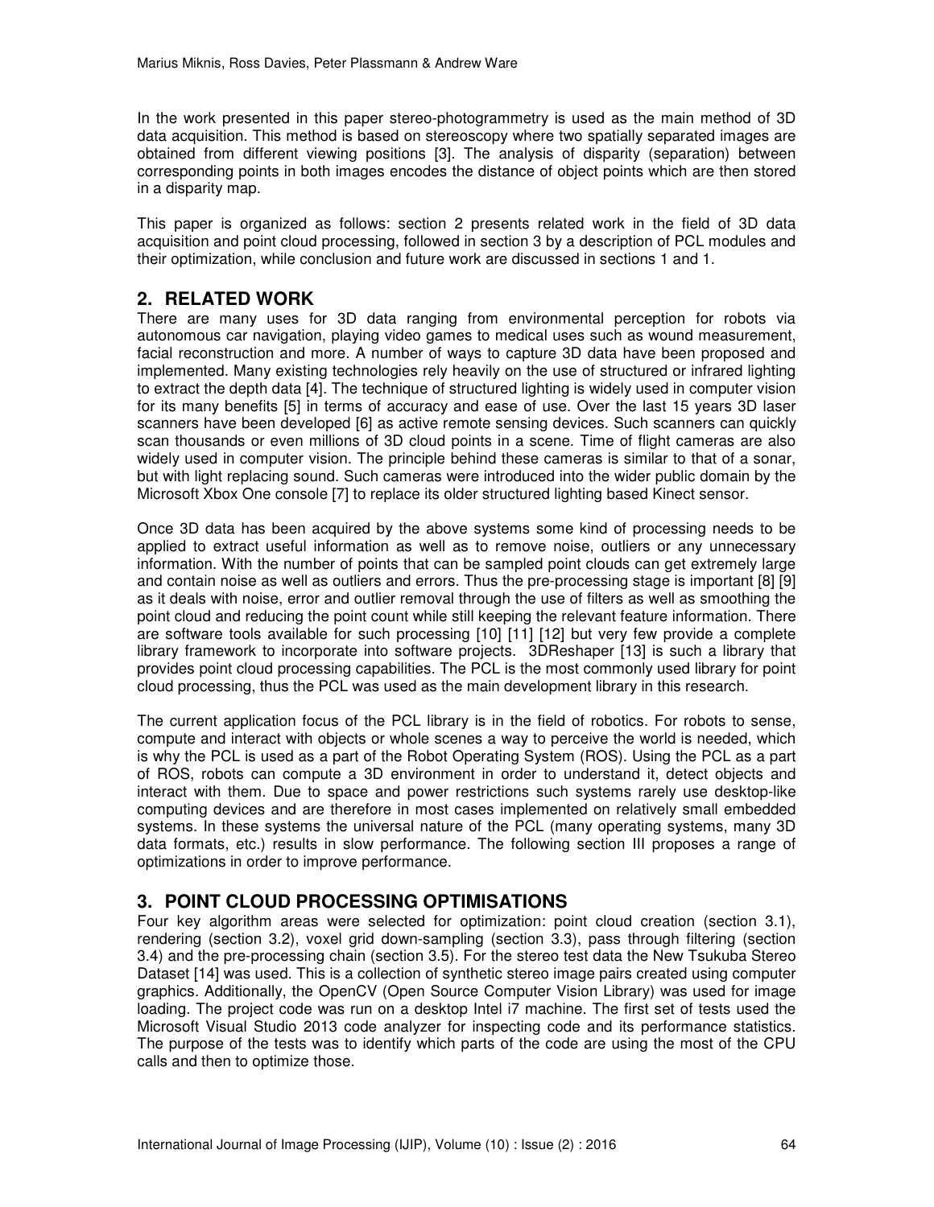In the work presented in this paper stereo-photogrammetry is used as the main method of 3D data acquisition. This method is based on stereoscopy where two spatially separated images are obtained from different viewing positions [3]. The analysis of disparity (separation) between corresponding points in both images encodes the distance of object points which are then stored in a disparity map.

This paper is organized as follows: section 2 presents related work in the field of 3D data acquisition and point cloud processing, followed in section 3 by a description of PCL modules and their optimization, while conclusion and future work are discussed in sections 1 and 1.

## 2. RELATED WORK

There are many uses for 3D data ranging from environmental perception for robots via autonomous car navigation, playing video games to medical uses such as wound measurement, facial reconstruction and more. A number of ways to capture 3D data have been proposed and implemented. Many existing technologies rely heavily on the use of structured or infrared lighting to extract the depth data [4]. The technique of structured lighting is widely used in computer vision for its many benefits [5] in terms of accuracy and ease of use. Over the last 15 years 3D laser scanners have been developed [6] as active remote sensing devices. Such scanners can quickly scan thousands or even millions of 3D cloud points in a scene. Time of flight cameras are also widely used in computer vision. The principle behind these cameras is similar to that of a sonar, but with light replacing sound. Such cameras were introduced into the wider public domain by the Microsoft Xbox One console [7] to replace its older structured lighting based Kinect sensor.

Once 3D data has been acquired by the above systems some kind of processing needs to be applied to extract useful information as well as to remove noise, outliers or any unnecessary information. With the number of points that can be sampled point clouds can get extremely large and contain noise as well as outliers and errors. Thus the pre-processing stage is important [8] [9] as it deals with noise, error and outlier removal through the use of filters as well as smoothing the point cloud and reducing the point count while still keeping the relevant feature information. There are software tools available for such processing [10] [11] [12] but very few provide a complete library framework to incorporate into software projects. 3DReshaper [13] is such a library that provides point cloud processing capabilities. The PCL is the most commonly used library for point cloud processing, thus the PCL was used as the main development library in this research.

The current application focus of the PCL library is in the field of robotics. For robots to sense, compute and interact with objects or whole scenes a way to perceive the world is needed, which is why the PCL is used as a part of the Robot Operating System (ROS). Using the PCL as a part of ROS, robots can compute a 3D environment in order to understand it, detect objects and interact with them. Due to space and power restrictions such systems rarely use desktop-like computing devices and are therefore in most cases implemented on relatively small embedded systems. In these systems the universal nature of the PCL (many operating systems, many 3D data formats, etc.) results in slow performance. The following section III proposes a range of optimizations in order to improve performance.

## 3. POINT CLOUD PROCESSING OPTIMISATIONS

Four key algorithm areas were selected for optimization: point cloud creation (section 3.1), rendering (section 3.2), voxel grid down-sampling (section 3.3), pass through filtering (section 3.4) and the pre-processing chain (section 3.5). For the stereo test data the New Tsukuba Stereo Dataset [14] was used. This is a collection of synthetic stereo image pairs created using computer graphics. Additionally, the OpenCV (Open Source Computer Vision Library) was used for image loading. The project code was run on a desktop Intel i7 machine. The first set of tests used the Microsoft Visual Studio 2013 code analyzer for inspecting code and its performance statistics. The purpose of the tests was to identify which parts of the code are using the most of the CPU calls and then to optimize those.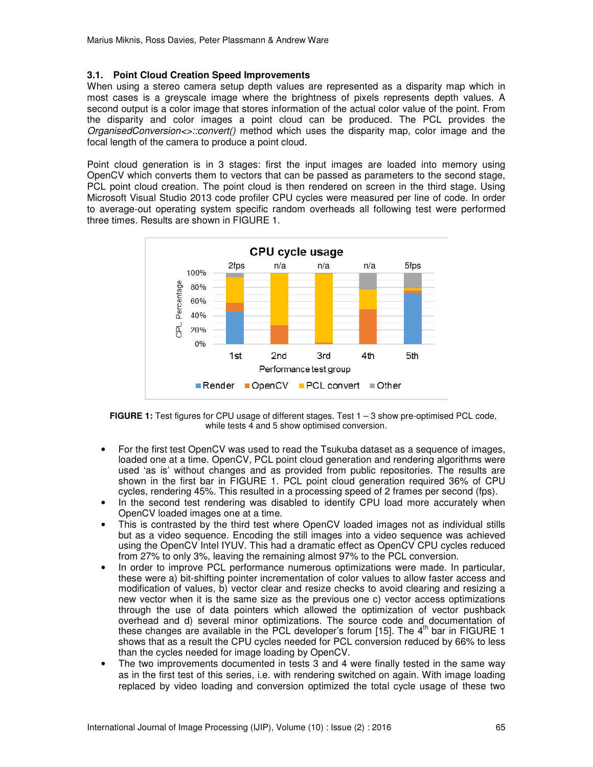### 3.1. Point Cloud Creation Speed Improvements

When using a stereo camera setup depth values are represented as a disparity map which in most cases is a greyscale image where the brightness of pixels represents depth values. A second output is a color image that stores information of the actual color value of the point. From the disparity and color images a point cloud can be produced. The PCL provides the *OrganisedConversion<>::convert()* method which uses the disparity map, color image and the focal length of the camera to produce a point cloud.

Point cloud generation is in 3 stages: first the input images are loaded into memory using OpenCV which converts them to vectors that can be passed as parameters to the second stage, PCL point cloud creation. The point cloud is then rendered on screen in the third stage. Using Microsoft Visual Studio 2013 code profiler CPU cycles were measured per line of code. In order to average-out operating system specific random overheads all following test were performed three times. Results are shown in FIGURE 1.

**FIGURE 1:** Test figures for CPU usage of different stages. Test 1 – 3 show pre-optimised PCL code, while tests 4 and 5 show optimised conversion.

- For the first test OpenCV was used to read the Tsukuba dataset as a sequence of images, loaded one at a time. OpenCV, PCL point cloud generation and rendering algorithms were used 'as is' without changes and as provided from public repositories. The results are shown in the first bar in FIGURE 1. PCL point cloud generation required 36% of CPU cycles, rendering 45%. This resulted in a processing speed of 2 frames per second (fps).
- In the second test rendering was disabled to identify CPU load more accurately when OpenCV loaded images one at a time.
- This is contrasted by the third test where OpenCV loaded images not as individual stills but as a video sequence. Encoding the still images into a video sequence was achieved using the OpenCV Intel IYUV. This had a dramatic effect as OpenCV CPU cycles reduced from 27% to only 3%, leaving the remaining almost 97% to the PCL conversion.
- In order to improve PCL performance numerous optimizations were made. In particular, these were a) bit-shifting pointer incrementation of color values to allow faster access and modification of values, b) vector clear and resize checks to avoid clearing and resizing a new vector when it is the same size as the previous one c) vector access optimizations through the use of data pointers which allowed the optimization of vector pushback overhead and d) several minor optimizations. The source code and documentation of these changes are available in the PCL developer's forum [15]. The 4th bar in FIGURE 1 shows that as a result the CPU cycles needed for PCL conversion reduced by 66% to less than the cycles needed for image loading by OpenCV.
- The two improvements documented in tests 3 and 4 were finally tested in the same way as in the first test of this series, i.e. with rendering switched on again. With image loading replaced by video loading and conversion optimized the total cycle usage of these two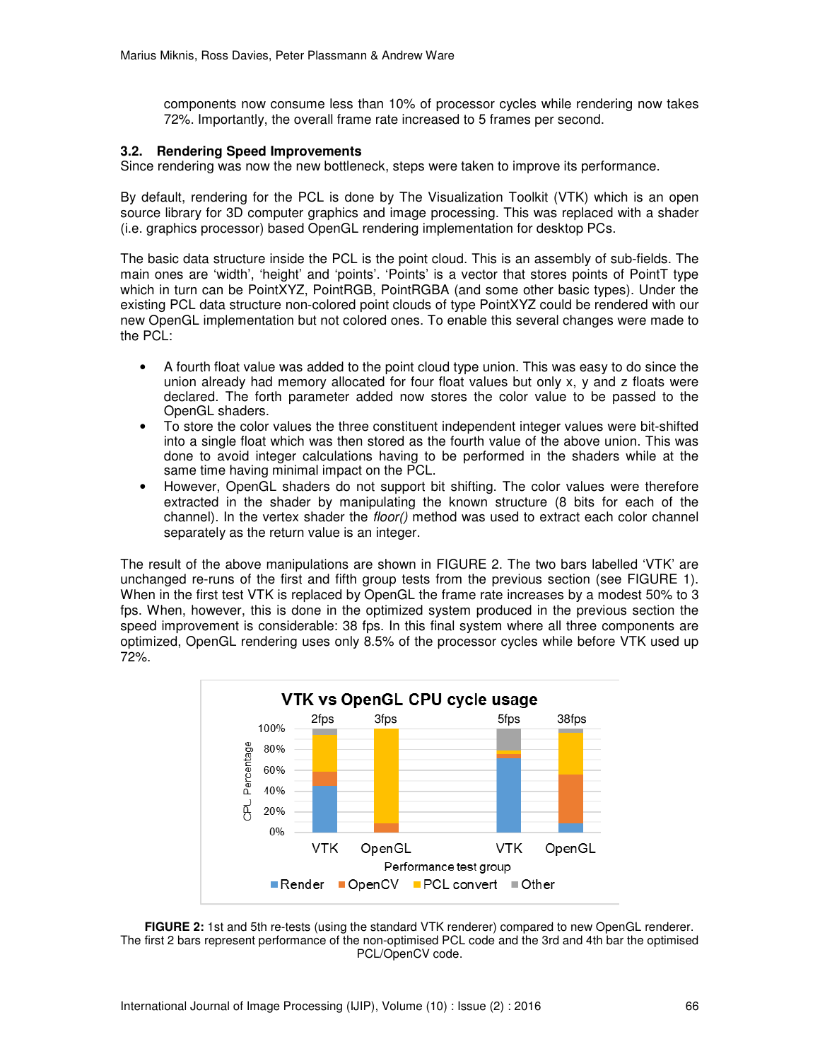components now consume less than 10% of processor cycles while rendering now takes 72%. Importantly, the overall frame rate increased to 5 frames per second.

### 3.2. Rendering Speed Improvements

Since rendering was now the new bottleneck, steps were taken to improve its performance.

By default, rendering for the PCL is done by The Visualization Toolkit (VTK) which is an open source library for 3D computer graphics and image processing. This was replaced with a shader (i.e. graphics processor) based OpenGL rendering implementation for desktop PCs.

The basic data structure inside the PCL is the point cloud. This is an assembly of sub-fields. The main ones are 'width', 'height' and 'points'. 'Points' is a vector that stores points of PointT type which in turn can be PointXYZ, PointRGB, PointRGBA (and some other basic types). Under the existing PCL data structure non-colored point clouds of type PointXYZ could be rendered with our new OpenGL implementation but not colored ones. To enable this several changes were made to the PCL:

- A fourth float value was added to the point cloud type union. This was easy to do since the union already had memory allocated for four float values but only x, y and z floats were declared. The forth parameter added now stores the color value to be passed to the OpenGL shaders.
- To store the color values the three constituent independent integer values were bit-shifted into a single float which was then stored as the fourth value of the above union. This was done to avoid integer calculations having to be performed in the shaders while at the same time having minimal impact on the PCL.
- However, OpenGL shaders do not support bit shifting. The color values were therefore extracted in the shader by manipulating the known structure (8 bits for each of the channel). In the vertex shader the *floor()* method was used to extract each color channel separately as the return value is an integer.

The result of the above manipulations are shown in FIGURE 2. The two bars labelled 'VTK' are unchanged re-runs of the first and fifth group tests from the previous section (see FIGURE 1). When in the first test VTK is replaced by OpenGL the frame rate increases by a modest 50% to 3 fps. When, however, this is done in the optimized system produced in the previous section the speed improvement is considerable: 38 fps. In this final system where all three components are optimized, OpenGL rendering uses only 8.5% of the processor cycles while before VTK used up 72%.

**FIGURE 2:** 1st and 5th re-tests (using the standard VTK renderer) compared to new OpenGL renderer. The first 2 bars represent performance of the non-optimised PCL code and the 3rd and 4th bar the optimised PCL/OpenCV code.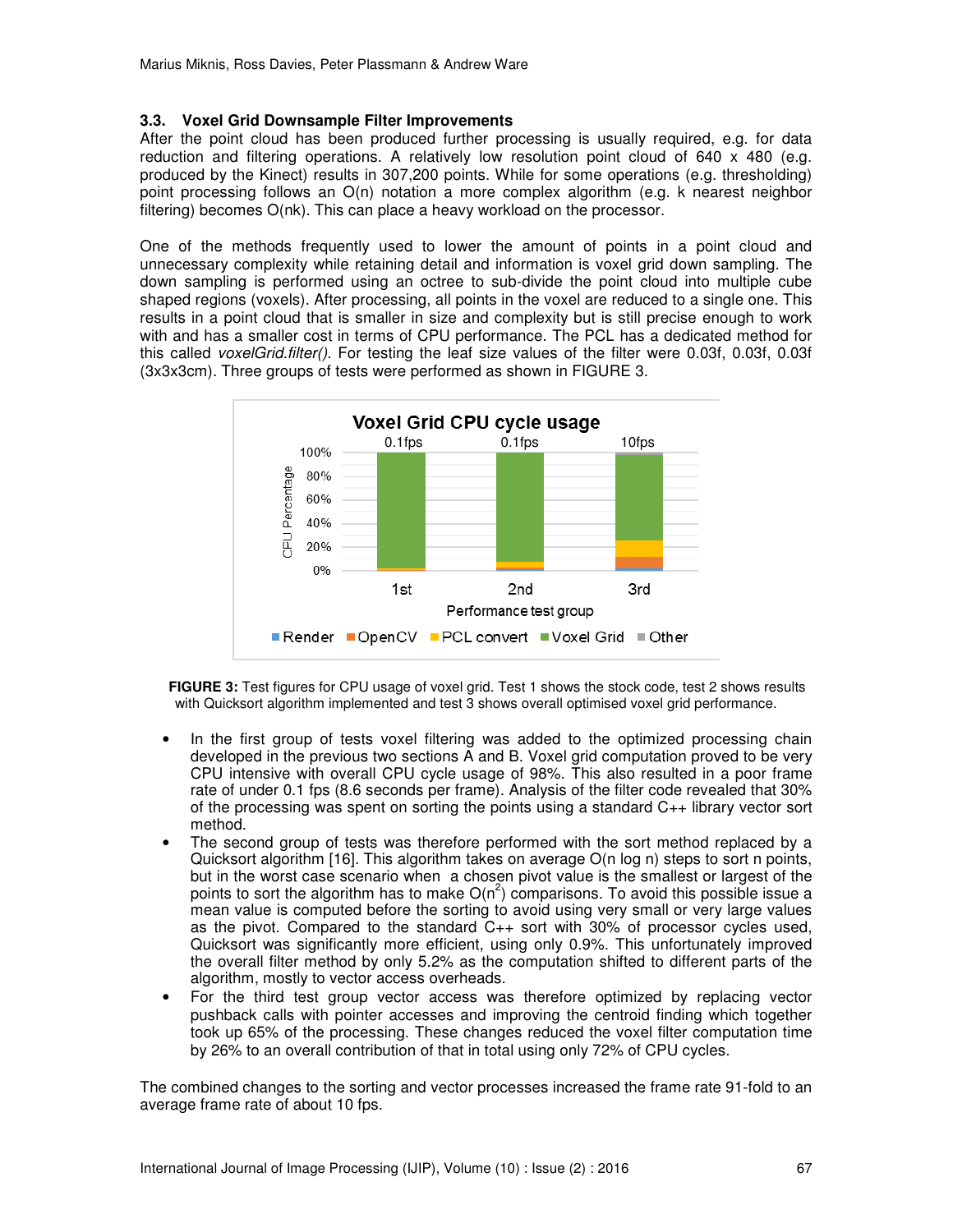### 3.3. Voxel Grid Downsample Filter Improvements

After the point cloud has been produced further processing is usually required, e.g. for data reduction and filtering operations. A relatively low resolution point cloud of 640 x 480 (e.g. produced by the Kinect) results in 307,200 points. While for some operations (e.g. thresholding) point processing follows an O(n) notation a more complex algorithm (e.g. k nearest neighbor filtering) becomes O(nk). This can place a heavy workload on the processor.

One of the methods frequently used to lower the amount of points in a point cloud and unnecessary complexity while retaining detail and information is voxel grid down sampling. The down sampling is performed using an octree to sub-divide the point cloud into multiple cube shaped regions (voxels). After processing, all points in the voxel are reduced to a single one. This results in a point cloud that is smaller in size and complexity but is still precise enough to work with and has a smaller cost in terms of CPU performance. The PCL has a dedicated method for this called *voxelGrid.filter()*. For testing the leaf size values of the filter were 0.03f, 0.03f, 0.03f (3x3x3cm). Three groups of tests were performed as shown in FIGURE 3.

**FIGURE 3:** Test figures for CPU usage of voxel grid. Test 1 shows the stock code, test 2 shows results with Quicksort algorithm implemented and test 3 shows overall optimised voxel grid performance.

- In the first group of tests voxel filtering was added to the optimized processing chain developed in the previous two sections A and B. Voxel grid computation proved to be very CPU intensive with overall CPU cycle usage of 98%. This also resulted in a poor frame rate of under 0.1 fps (8.6 seconds per frame). Analysis of the filter code revealed that 30% of the processing was spent on sorting the points using a standard C++ library vector sort method.
- The second group of tests was therefore performed with the sort method replaced by a Quicksort algorithm [16]. This algorithm takes on average O(n log n) steps to sort n points, but in the worst case scenario when a chosen pivot value is the smallest or largest of the points to sort the algorithm has to make $O(n^2)$ comparisons. To avoid this possible issue a mean value is computed before the sorting to avoid using very small or very large values as the pivot. Compared to the standard C++ sort with 30% of processor cycles used, Quicksort was significantly more efficient, using only 0.9%. This unfortunately improved the overall filter method by only 5.2% as the computation shifted to different parts of the algorithm, mostly to vector access overheads.
- For the third test group vector access was therefore optimized by replacing vector pushback calls with pointer accesses and improving the centroid finding which together took up 65% of the processing. These changes reduced the voxel filter computation time by 26% to an overall contribution of that in total using only 72% of CPU cycles.

The combined changes to the sorting and vector processes increased the frame rate 91-fold to an average frame rate of about 10 fps.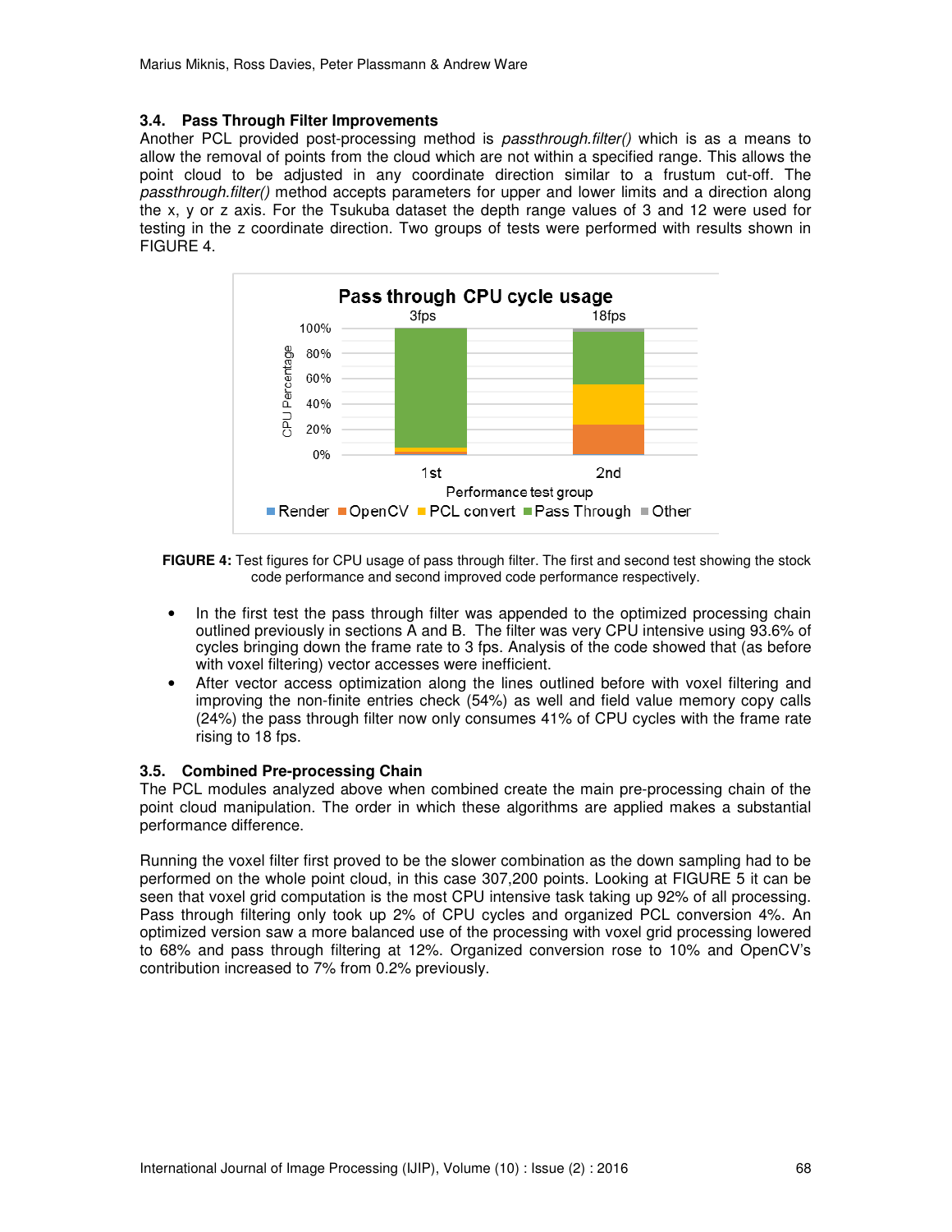### 3.4. Pass Through Filter Improvements

Another PCL provided post-processing method is *passthrough.filter()* which is as a means to allow the removal of points from the cloud which are not within a specified range. This allows the point cloud to be adjusted in any coordinate direction similar to a frustum cut-off. The *passthrough.filter()* method accepts parameters for upper and lower limits and a direction along the x, y or z axis. For the Tsukuba dataset the depth range values of 3 and 12 were used for testing in the z coordinate direction. Two groups of tests were performed with results shown in FIGURE 4.

**FIGURE 4:** Test figures for CPU usage of pass through filter. The first and second test showing the stock code performance and second improved code performance respectively.

- In the first test the pass through filter was appended to the optimized processing chain outlined previously in sections A and B. The filter was very CPU intensive using 93.6% of cycles bringing down the frame rate to 3 fps. Analysis of the code showed that (as before with voxel filtering) vector accesses were inefficient.
- After vector access optimization along the lines outlined before with voxel filtering and improving the non-finite entries check (54%) as well and field value memory copy calls (24%) the pass through filter now only consumes 41% of CPU cycles with the frame rate rising to 18 fps.

### 3.5. Combined Pre-processing Chain

The PCL modules analyzed above when combined create the main pre-processing chain of the point cloud manipulation. The order in which these algorithms are applied makes a substantial performance difference.

Running the voxel filter first proved to be the slower combination as the down sampling had to be performed on the whole point cloud, in this case 307,200 points. Looking at FIGURE 5 it can be seen that voxel grid computation is the most CPU intensive task taking up 92% of all processing. Pass through filtering only took up 2% of CPU cycles and organized PCL conversion 4%. An optimized version saw a more balanced use of the processing with voxel grid processing lowered to 68% and pass through filtering at 12%. Organized conversion rose to 10% and OpenCV's contribution increased to 7% from 0.2% previously.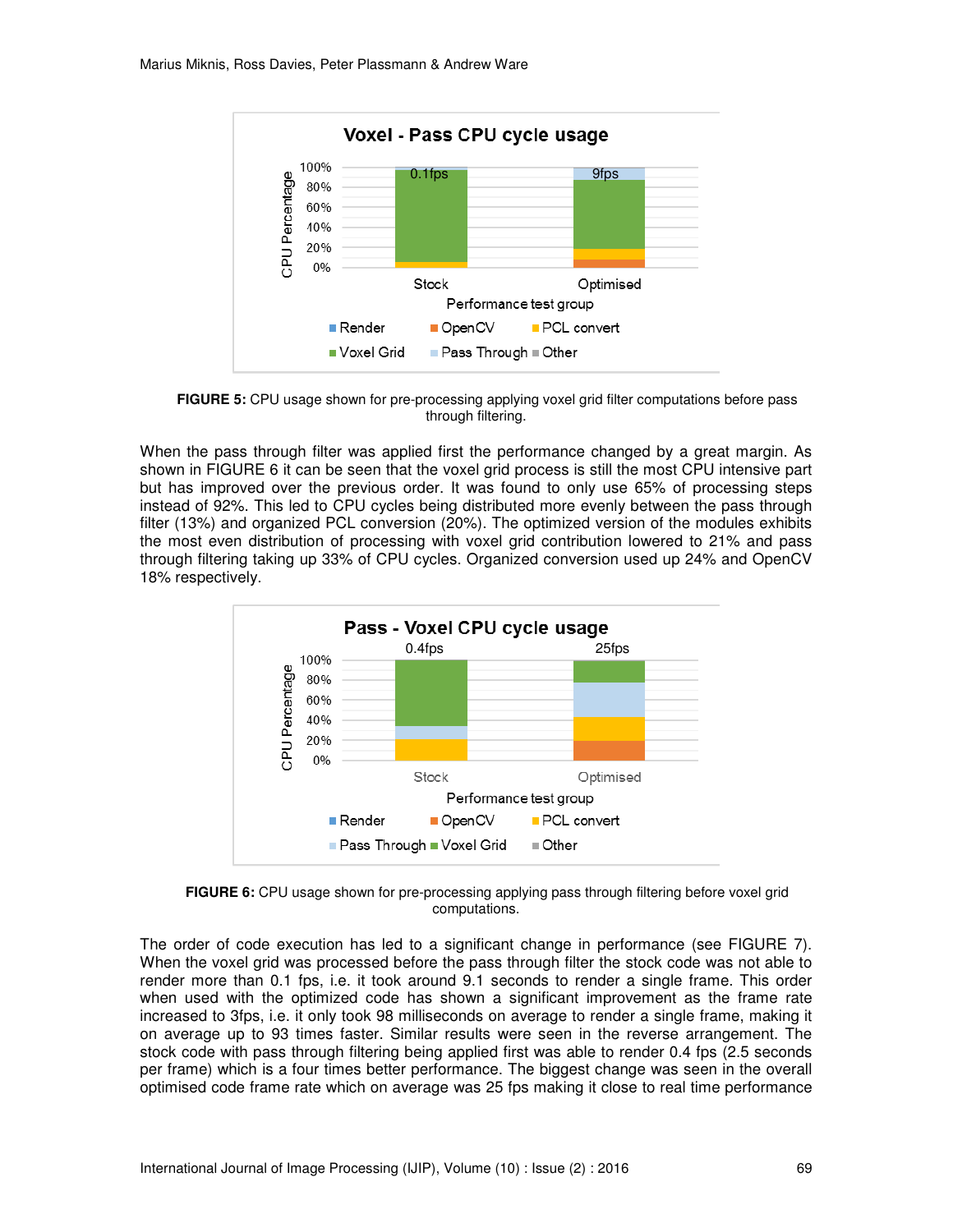FIGURE 5: CPU usage shown for pre-processing applying voxel grid filter computations before pass through filtering.

When the pass through filter was applied first the performance changed by a great margin. As shown in FIGURE 6 it can be seen that the voxel grid process is still the most CPU intensive part but has improved over the previous order. It was found to only use 65% of processing steps instead of 92%. This led to CPU cycles being distributed more evenly between the pass through filter (13%) and organized PCL conversion (20%). The optimized version of the modules exhibits the most even distribution of processing with voxel grid contribution lowered to 21% and pass through filtering taking up 33% of CPU cycles. Organized conversion used up 24% and OpenCV 18% respectively.

FIGURE 6: CPU usage shown for pre-processing applying pass through filtering before voxel grid computations.

The order of code execution has led to a significant change in performance (see FIGURE 7). When the voxel grid was processed before the pass through filter the stock code was not able to render more than 0.1 fps, i.e. it took around 9.1 seconds to render a single frame. This order when used with the optimized code has shown a significant improvement as the frame rate increased to 3fps, i.e. it only took 98 milliseconds on average to render a single frame, making it on average up to 93 times faster. Similar results were seen in the reverse arrangement. The stock code with pass through filtering being applied first was able to render 0.4 fps (2.5 seconds per frame) which is a four times better performance. The biggest change was seen in the overall optimised code frame rate which on average was 25 fps making it close to real time performance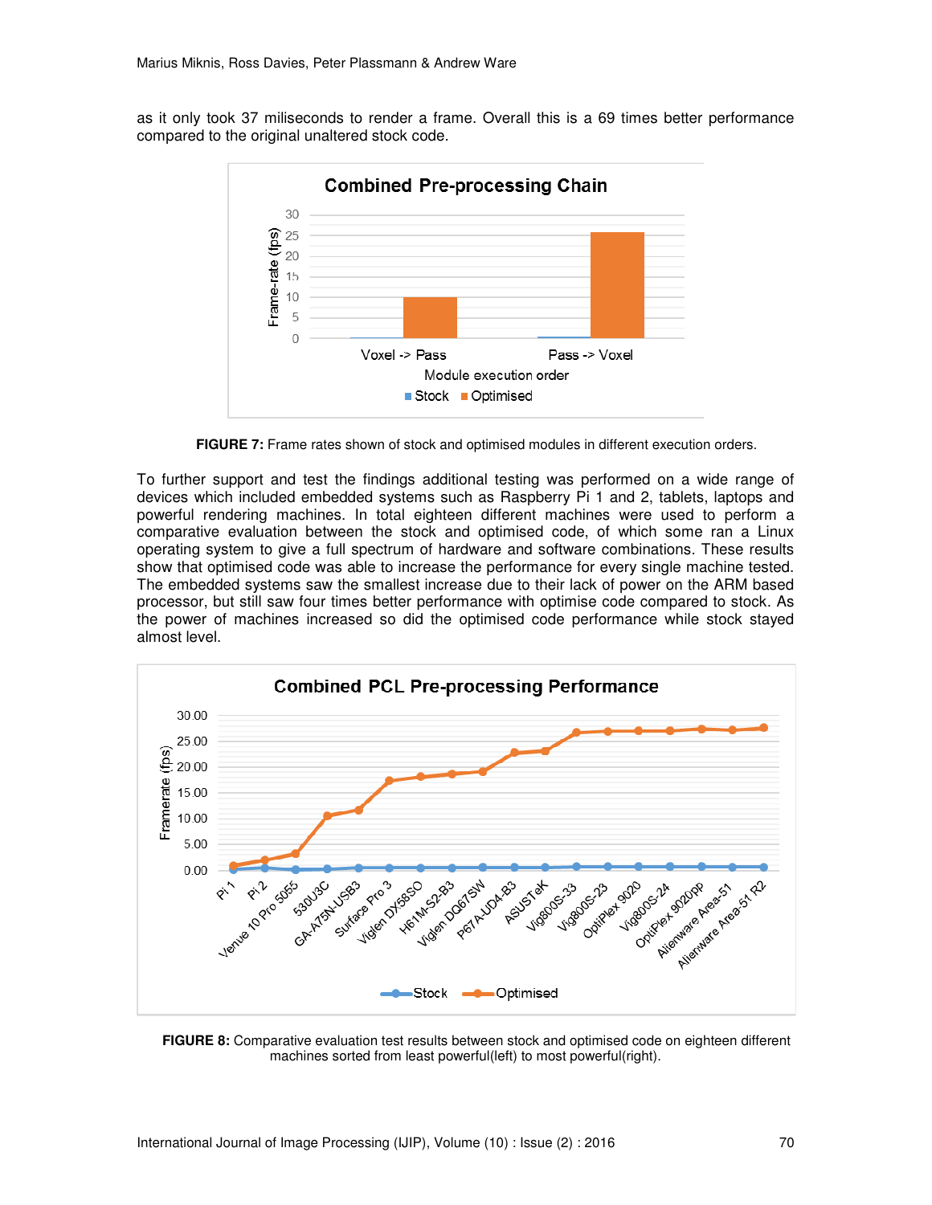as it only took 37 miliseconds to render a frame. Overall this is a 69 times better performance compared to the original unaltered stock code.

**FIGURE 7:** Frame rates shown of stock and optimised modules in different execution orders.

To further support and test the findings additional testing was performed on a wide range of devices which included embedded systems such as Raspberry Pi 1 and 2, tablets, laptops and powerful rendering machines. In total eighteen different machines were used to perform a comparative evaluation between the stock and optimised code, of which some ran a Linux operating system to give a full spectrum of hardware and software combinations. These results show that optimised code was able to increase the performance for every single machine tested. The embedded systems saw the smallest increase due to their lack of power on the ARM based processor, but still saw four times better performance with optimise code compared to stock. As the power of machines increased so did the optimised code performance while stock stayed almost level.

**FIGURE 8:** Comparative evaluation test results between stock and optimised code on eighteen different machines sorted from least powerful(left) to most powerful(right).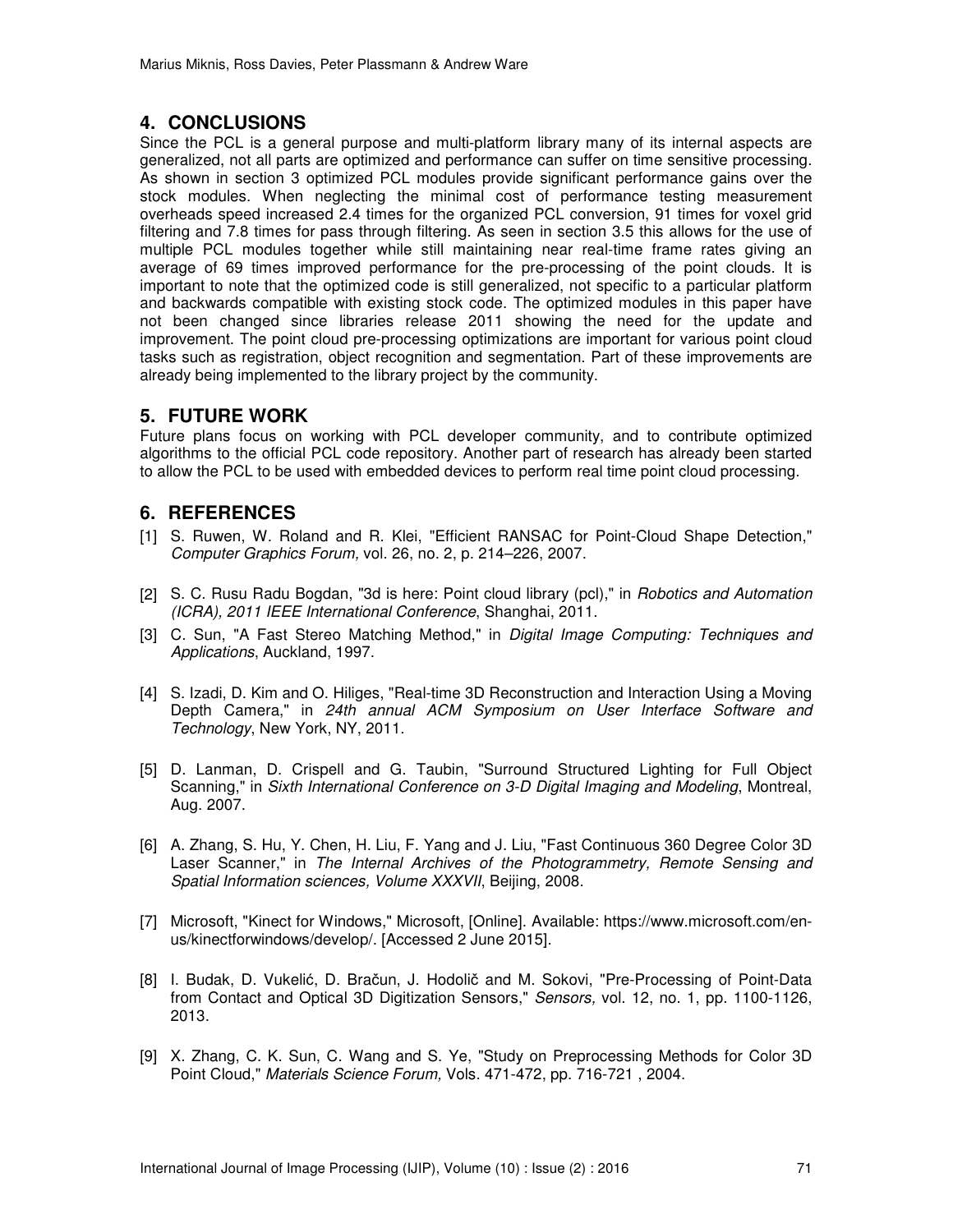## 4. CONCLUSIONS

Since the PCL is a general purpose and multi-platform library many of its internal aspects are generalized, not all parts are optimized and performance can suffer on time sensitive processing. As shown in section 3 optimized PCL modules provide significant performance gains over the stock modules. When neglecting the minimal cost of performance testing measurement overheads speed increased 2.4 times for the organized PCL conversion, 91 times for voxel grid filtering and 7.8 times for pass through filtering. As seen in section 3.5 this allows for the use of multiple PCL modules together while still maintaining near real-time frame rates giving an average of 69 times improved performance for the pre-processing of the point clouds. It is important to note that the optimized code is still generalized, not specific to a particular platform and backwards compatible with existing stock code. The optimized modules in this paper have not been changed since libraries release 2011 showing the need for the update and improvement. The point cloud pre-processing optimizations are important for various point cloud tasks such as registration, object recognition and segmentation. Part of these improvements are already being implemented to the library project by the community.

## 5. FUTURE WORK

Future plans focus on working with PCL developer community, and to contribute optimized algorithms to the official PCL code repository. Another part of research has already been started to allow the PCL to be used with embedded devices to perform real time point cloud processing.

## 6. REFERENCES

[1] S. Ruwen, W. Roland and R. Klei, "Efficient RANSAC for Point-Cloud Shape Detection," *Computer Graphics Forum,* vol. 26, no. 2, p. 214–226, 2007.

[2] S. C. Rusu Radu Bogdan, "3d is here: Point cloud library (pcl)," in *Robotics and Automation (ICRA), 2011 IEEE International Conference*, Shanghai, 2011.

[3] C. Sun, "A Fast Stereo Matching Method," in *Digital Image Computing: Techniques and Applications*, Auckland, 1997.

[4] S. Izadi, D. Kim and O. Hiliges, "Real-time 3D Reconstruction and Interaction Using a Moving Depth Camera," in *24th annual ACM Symposium on User Interface Software and Technology*, New York, NY, 2011.

[5] D. Lanman, D. Crispell and G. Taubin, "Surround Structured Lighting for Full Object Scanning," in *Sixth International Conference on 3-D Digital Imaging and Modeling*, Montreal, Aug. 2007.

[6] A. Zhang, S. Hu, Y. Chen, H. Liu, F. Yang and J. Liu, "Fast Continuous 360 Degree Color 3D Laser Scanner," in *The Internal Archives of the Photogrammetry, Remote Sensing and Spatial Information sciences, Volume XXXVII*, Beijing, 2008.

[7] Microsoft, "Kinect for Windows," Microsoft, [Online]. Available: https://www.microsoft.com/en-us/kinectforwindows/develop/. [Accessed 2 June 2015].

[8] I. Budak, D. Vukelić, D. Bračun, J. Hodolič and M. Sokovi, "Pre-Processing of Point-Data from Contact and Optical 3D Digitization Sensors," *Sensors,* vol. 12, no. 1, pp. 1100-1126, 2013.

[9] X. Zhang, C. K. Sun, C. Wang and S. Ye, "Study on Preprocessing Methods for Color 3D Point Cloud," *Materials Science Forum,* Vols. 471-472, pp. 716-721 , 2004.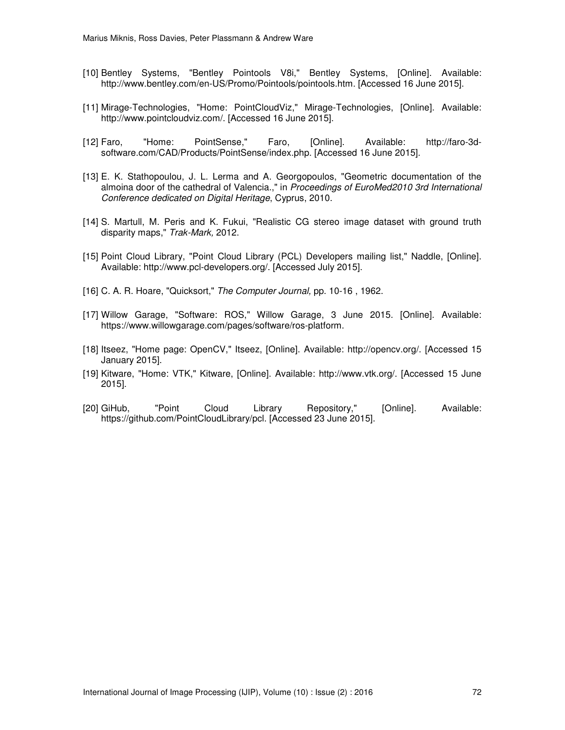[10] Bentley Systems, "Bentley Pointools V8i," Bentley Systems, [Online]. Available: http://www.bentley.com/en-US/Promo/Pointools/pointools.htm. [Accessed 16 June 2015].

[11] Mirage-Technologies, "Home: PointCloudViz," Mirage-Technologies, [Online]. Available: http://www.pointcloudviz.com/. [Accessed 16 June 2015].

[12] Faro, "Home: PointSense," Faro, [Online]. Available: http://faro-3d-software.com/CAD/Products/PointSense/index.php. [Accessed 16 June 2015].

[13] E. K. Stathopoulou, J. L. Lerma and A. Georgopoulos, "Geometric documentation of the almoina door of the cathedral of Valencia.," in *Proceedings of EuroMed2010 3rd International Conference dedicated on Digital Heritage*, Cyprus, 2010.

[14] S. Martull, M. Peris and K. Fukui, "Realistic CG stereo image dataset with ground truth disparity maps," *Trak-Mark,* 2012.

[15] Point Cloud Library, "Point Cloud Library (PCL) Developers mailing list," Naddle, [Online]. Available: http://www.pcl-developers.org/. [Accessed July 2015].

[16] C. A. R. Hoare, "Quicksort," *The Computer Journal,* pp. 10-16 , 1962.

[17] Willow Garage, "Software: ROS," Willow Garage, 3 June 2015. [Online]. Available: https://www.willowgarage.com/pages/software/ros-platform.

[18] Itseez, "Home page: OpenCV," Itseez, [Online]. Available: http://opencv.org/. [Accessed 15 January 2015].

[19] Kitware, "Home: VTK," Kitware, [Online]. Available: http://www.vtk.org/. [Accessed 15 June 2015].

[20] GiHub, "Point Cloud Library Repository," [Online]. Available: https://github.com/PointCloudLibrary/pcl. [Accessed 23 June 2015].